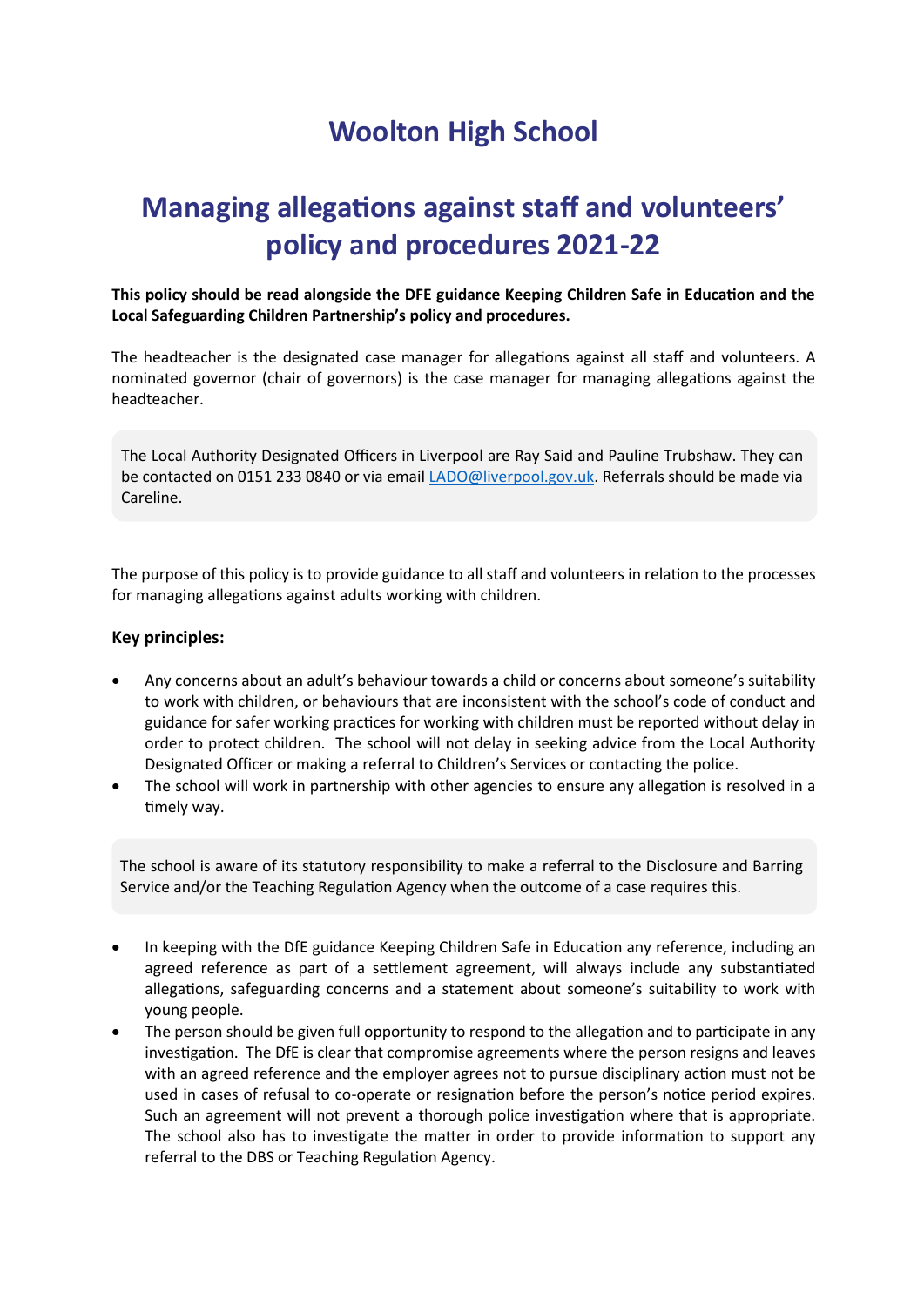# Woolton High School

# Managing allegations against staff and volunteers' policy and procedures 2021-22

**This policy should be read alongside the DFE guidance Keeping Children Safe in Education and the Local Safeguarding Children Partnership's policy and procedures.**

The headteacher is the designated case manager for allegations against all staff and volunteers. A nominated governor (chair of governors) is the case manager for managing allegations against the headteacher.

The Local Authority Designated Officers in Liverpool are Ray Said and Pauline Trubshaw. They can be contacted on 0151 233 0840 or via email [LADO@liverpool.gov.uk](mailto:LADO@liverpool.gov.uk). Referrals should be made via Careline.

The purpose of this policy is to provide guidance to all staff and volunteers in relation to the processes for managing allegations against adults working with children.

### Key principles:

- Any concerns about an adult's behaviour towards a child or concerns about someone's suitability to work with children, or behaviours that are inconsistent with the school's code of conduct and guidance for safer working practices for working with children must be reported without delay in order to protect children. The school will not delay in seeking advice from the Local Authority Designated Officer or making a referral to Children's Services or contacting the police.
- The school will work in partnership with other agencies to ensure any allegation is resolved in a timely way.

The school is aware of its statutory responsibility to make a referral to the Disclosure and Barring Service and/or the Teaching Regulation Agency when the outcome of a case requires this.

- In keeping with the DfE guidance Keeping Children Safe in Education any reference, including an agreed reference as part of a settlement agreement, will always include any substantiated allegations, safeguarding concerns and a statement about someone's suitability to work with young people.
- The person should be given full opportunity to respond to the allegation and to participate in any investigation. The DfE is clear that compromise agreements where the person resigns and leaves with an agreed reference and the employer agrees not to pursue disciplinary action must not be used in cases of refusal to co-operate or resignation before the person's notice period expires. Such an agreement will not prevent a thorough police investigation where that is appropriate. The school also has to investigate the matter in order to provide information to support any referral to the DBS or Teaching Regulation Agency.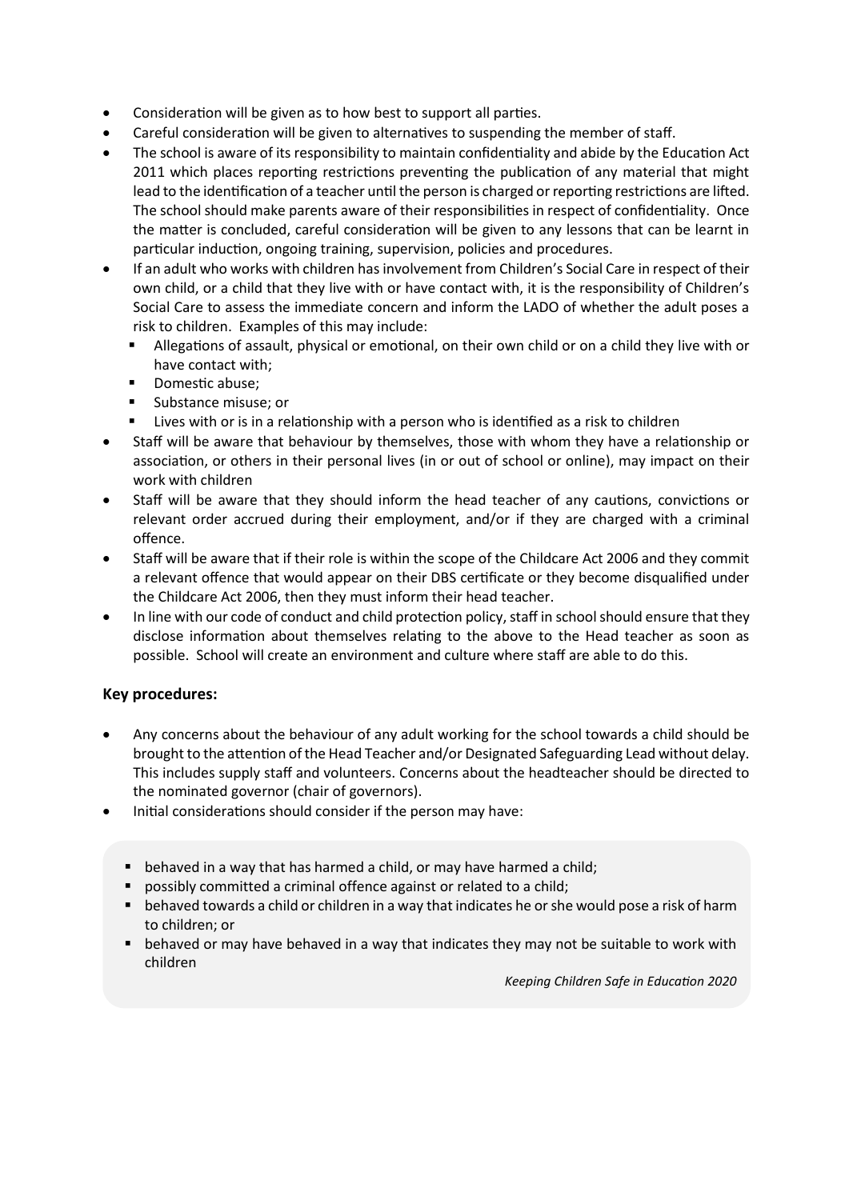- Consideration will be given as to how best to support all parties.
- Careful consideration will be given to alternatives to suspending the member of staff.
- The school is aware of its responsibility to maintain confidentiality and abide by the Education Act 2011 which places reporting restrictions preventing the publication of any material that might lead to the identification of a teacher until the person is charged or reporting restrictions are lifted. The school should make parents aware of their responsibilities in respect of confidentiality. Once the matter is concluded, careful consideration will be given to any lessons that can be learnt in particular induction, ongoing training, supervision, policies and procedures.
- If an adult who works with children has involvement from Children's Social Care in respect of their own child, or a child that they live with or have contact with, it is the responsibility of Children's Social Care to assess the immediate concern and inform the LADO of whether the adult poses a risk to children. Examples of this may include:
  - Allegations of assault, physical or emotional, on their own child or on a child they live with or have contact with;
  - Domestic abuse;
  - Substance misuse; or
  - Lives with or is in a relationship with a person who is identified as a risk to children
- Staff will be aware that behaviour by themselves, those with whom they have a relationship or association, or others in their personal lives (in or out of school or online), may impact on their work with children
- Staff will be aware that they should inform the head teacher of any cautions, convictions or relevant order accrued during their employment, and/or if they are charged with a criminal offence.
- Staff will be aware that if their role is within the scope of the Childcare Act 2006 and they commit a relevant offence that would appear on their DBS certificate or they become disqualified under the Childcare Act 2006, then they must inform their head teacher.
- In line with our code of conduct and child protection policy, staff in school should ensure that they disclose information about themselves relating to the above to the Head teacher as soon as possible. School will create an environment and culture where staff are able to do this.

### Key procedures:

- Any concerns about the behaviour of any adult working for the school towards a child should be brought to the attention of the Head Teacher and/or Designated Safeguarding Lead without delay. This includes supply staff and volunteers. Concerns about the headteacher should be directed to the nominated governor (chair of governors).
- Initial considerations should consider if the person may have:

  - behaved in a way that has harmed a child, or may have harmed a child;
  - possibly committed a criminal offence against or related to a child;
  - behaved towards a child or children in a way that indicates he or she would pose a risk of harm to children; or
  - behaved or may have behaved in a way that indicates they may not be suitable to work with children

*Keeping Children Safe in Education 2020*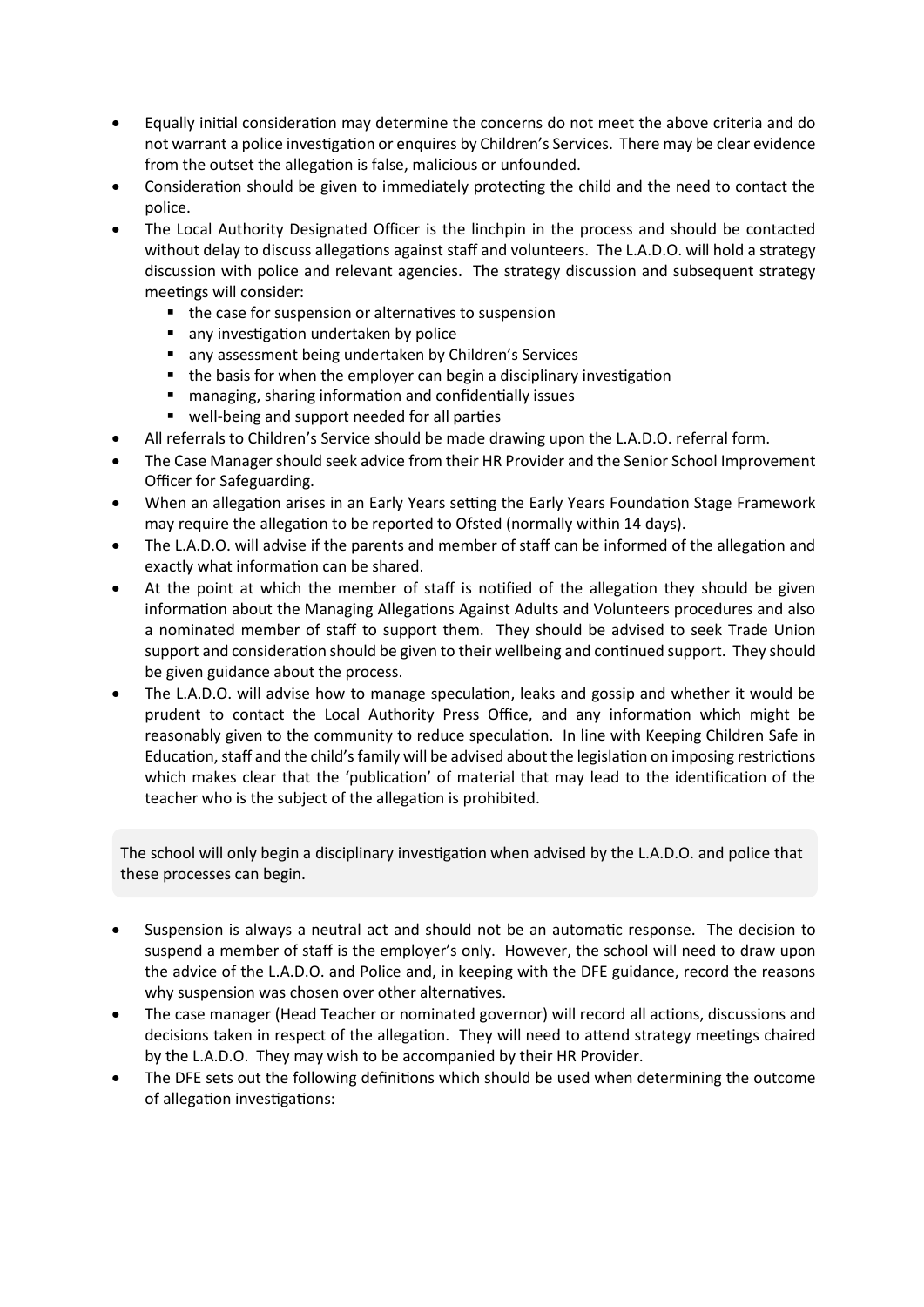- Equally initial consideration may determine the concerns do not meet the above criteria and do not warrant a police investigation or enquires by Children's Services. There may be clear evidence from the outset the allegation is false, malicious or unfounded.
- Consideration should be given to immediately protecting the child and the need to contact the police.
- The Local Authority Designated Officer is the linchpin in the process and should be contacted without delay to discuss allegations against staff and volunteers. The L.A.D.O. will hold a strategy discussion with police and relevant agencies. The strategy discussion and subsequent strategy meetings will consider:
  - the case for suspension or alternatives to suspension
  - any investigation undertaken by police
  - any assessment being undertaken by Children's Services
  - the basis for when the employer can begin a disciplinary investigation
  - managing, sharing information and confidentially issues
  - well-being and support needed for all parties
- All referrals to Children's Service should be made drawing upon the L.A.D.O. referral form.
- The Case Manager should seek advice from their HR Provider and the Senior School Improvement Officer for Safeguarding.
- When an allegation arises in an Early Years setting the Early Years Foundation Stage Framework may require the allegation to be reported to Ofsted (normally within 14 days).
- The L.A.D.O. will advise if the parents and member of staff can be informed of the allegation and exactly what information can be shared.
- At the point at which the member of staff is notified of the allegation they should be given information about the Managing Allegations Against Adults and Volunteers procedures and also a nominated member of staff to support them. They should be advised to seek Trade Union support and consideration should be given to their wellbeing and continued support. They should be given guidance about the process.
- The L.A.D.O. will advise how to manage speculation, leaks and gossip and whether it would be prudent to contact the Local Authority Press Office, and any information which might be reasonably given to the community to reduce speculation. In line with Keeping Children Safe in Education, staff and the child's family will be advised about the legislation on imposing restrictions which makes clear that the 'publication' of material that may lead to the identification of the teacher who is the subject of the allegation is prohibited.

The school will only begin a disciplinary investigation when advised by the L.A.D.O. and police that these processes can begin.

- Suspension is always a neutral act and should not be an automatic response. The decision to suspend a member of staff is the employer's only. However, the school will need to draw upon the advice of the L.A.D.O. and Police and, in keeping with the DFE guidance, record the reasons why suspension was chosen over other alternatives.
- The case manager (Head Teacher or nominated governor) will record all actions, discussions and decisions taken in respect of the allegation. They will need to attend strategy meetings chaired by the L.A.D.O. They may wish to be accompanied by their HR Provider.
- The DFE sets out the following definitions which should be used when determining the outcome of allegation investigations: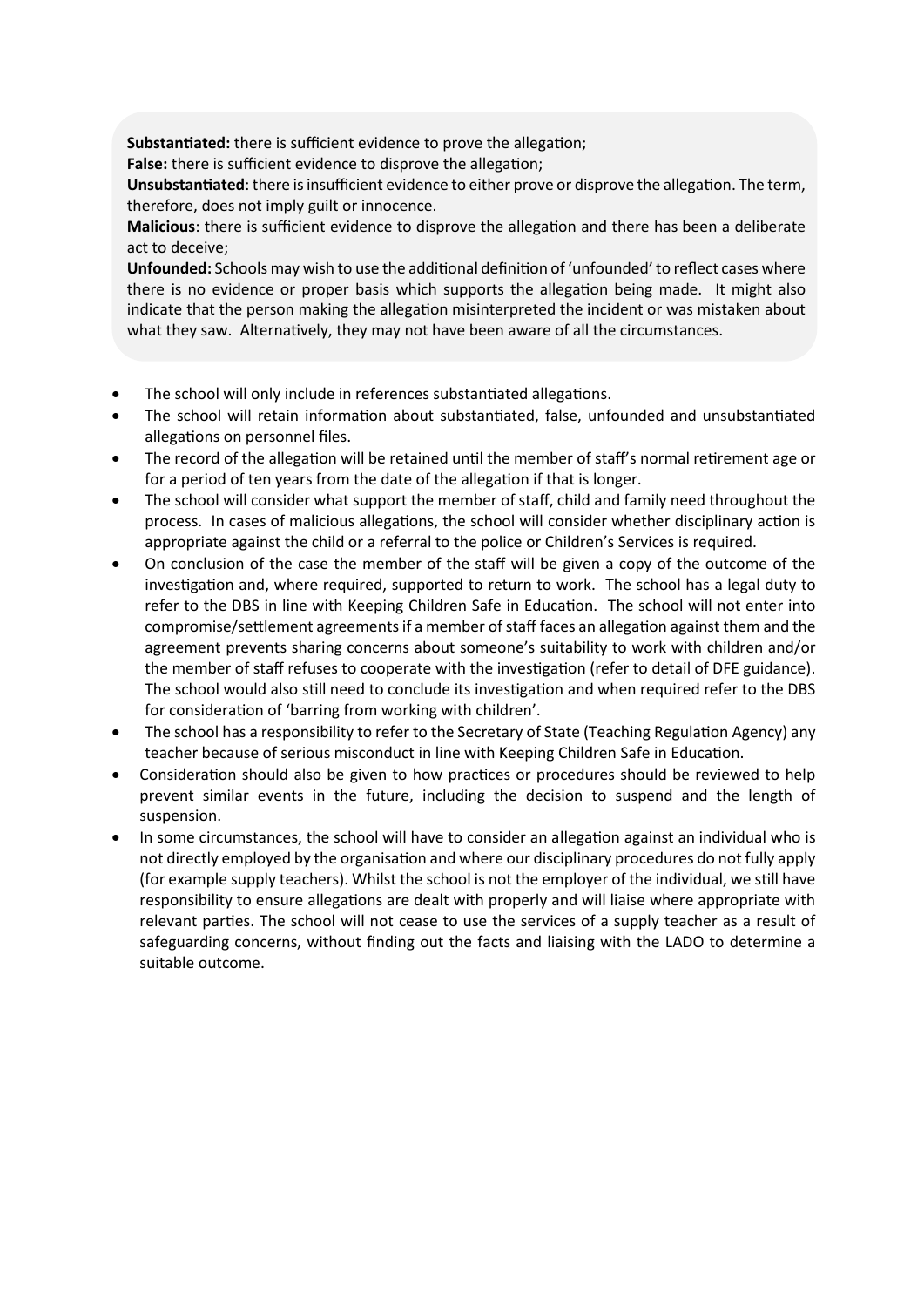**Substantiated:** there is sufficient evidence to prove the allegation;
**False:** there is sufficient evidence to disprove the allegation;
**Unsubstantiated**: there is insufficient evidence to either prove or disprove the allegation. The term, therefore, does not imply guilt or innocence.
**Malicious**: there is sufficient evidence to disprove the allegation and there has been a deliberate act to deceive;
**Unfounded:** Schools may wish to use the additional definition of 'unfounded' to reflect cases where there is no evidence or proper basis which supports the allegation being made. It might also indicate that the person making the allegation misinterpreted the incident or was mistaken about what they saw. Alternatively, they may not have been aware of all the circumstances.

- The school will only include in references substantiated allegations.
- The school will retain information about substantiated, false, unfounded and unsubstantiated allegations on personnel files.
- The record of the allegation will be retained until the member of staff's normal retirement age or for a period of ten years from the date of the allegation if that is longer.
- The school will consider what support the member of staff, child and family need throughout the process. In cases of malicious allegations, the school will consider whether disciplinary action is appropriate against the child or a referral to the police or Children's Services is required.
- On conclusion of the case the member of the staff will be given a copy of the outcome of the investigation and, where required, supported to return to work. The school has a legal duty to refer to the DBS in line with Keeping Children Safe in Education. The school will not enter into compromise/settlement agreements if a member of staff faces an allegation against them and the agreement prevents sharing concerns about someone's suitability to work with children and/or the member of staff refuses to cooperate with the investigation (refer to detail of DFE guidance). The school would also still need to conclude its investigation and when required refer to the DBS for consideration of 'barring from working with children'.
- The school has a responsibility to refer to the Secretary of State (Teaching Regulation Agency) any teacher because of serious misconduct in line with Keeping Children Safe in Education.
- Consideration should also be given to how practices or procedures should be reviewed to help prevent similar events in the future, including the decision to suspend and the length of suspension.
- In some circumstances, the school will have to consider an allegation against an individual who is not directly employed by the organisation and where our disciplinary procedures do not fully apply (for example supply teachers). Whilst the school is not the employer of the individual, we still have responsibility to ensure allegations are dealt with properly and will liaise where appropriate with relevant parties. The school will not cease to use the services of a supply teacher as a result of safeguarding concerns, without finding out the facts and liaising with the LADO to determine a suitable outcome.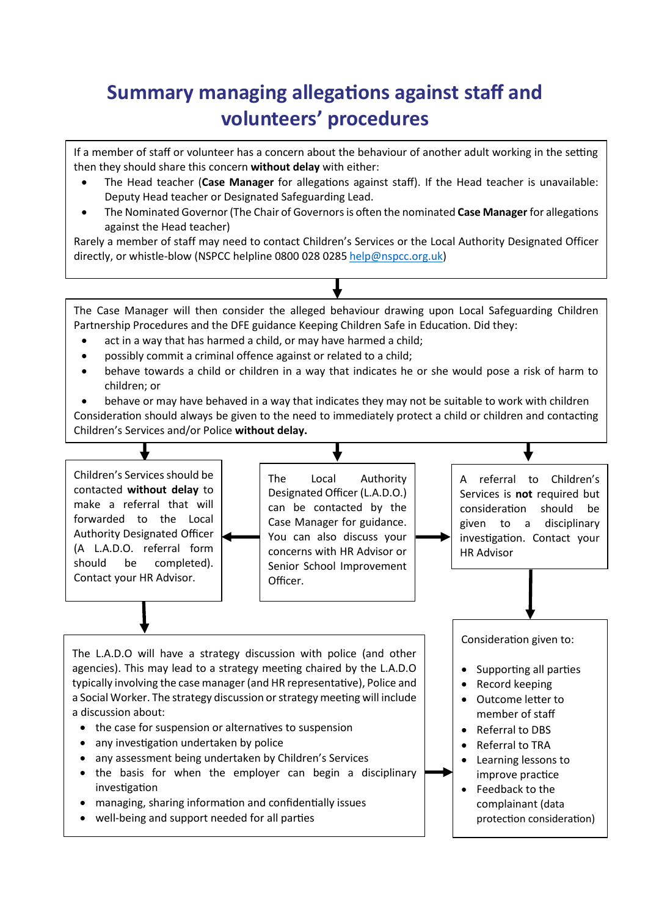# Summary managing allegations against staff and volunteers' procedures

If a member of staff or volunteer has a concern about the behaviour of another adult working in the setting then they should share this concern **without delay** with either:

- The Head teacher (**Case Manager** for allegations against staff). If the Head teacher is unavailable: Deputy Head teacher or Designated Safeguarding Lead.
- The Nominated Governor (The Chair of Governors is often the nominated **Case Manager** for allegations against the Head teacher)

Rarely a member of staff may need to contact Children's Services or the Local Authority Designated Officer directly, or whistle-blow (NSPCC helpline 0800 028 0285 help@nspcc.org.uk)

↓

The Case Manager will then consider the alleged behaviour drawing upon Local Safeguarding Children Partnership Procedures and the DFE guidance Keeping Children Safe in Education. Did they:

- act in a way that has harmed a child, or may have harmed a child;
- possibly commit a criminal offence against or related to a child;
- behave towards a child or children in a way that indicates he or she would pose a risk of harm to children; or
- behave or may have behaved in a way that indicates they may not be suitable to work with children

Consideration should always be given to the need to immediately protect a child or children and contacting Children's Services and/or Police **without delay.**

↓

The Local Authority Designated Officer (L.A.D.O.) can be contacted by the Case Manager for guidance. You can also discuss your concerns with HR Advisor or Senior School Improvement Officer.

← Children's Services should be contacted **without delay** to make a referral that will forwarded to the Local Authority Designated Officer (A L.A.D.O. referral form should be completed). Contact your HR Advisor.

→ A referral to Children's Services is **not** required but consideration should be given to a disciplinary investigation. Contact your HR Advisor

↓ (from Children's Services referral)

The L.A.D.O will have a strategy discussion with police (and other agencies). This may lead to a strategy meeting chaired by the L.A.D.O typically involving the case manager (and HR representative), Police and a Social Worker. The strategy discussion or strategy meeting will include a discussion about:

- the case for suspension or alternatives to suspension
- any investigation undertaken by police
- any assessment being undertaken by Children's Services
- the basis for when the employer can begin a disciplinary investigation
- managing, sharing information and confidentially issues
- well-being and support needed for all parties

↓ (from both the L.A.D.O strategy discussion and the disciplinary investigation route)

Consideration given to:

- Supporting all parties
- Record keeping
- Outcome letter to member of staff
- Referral to DBS
- Referral to TRA
- Learning lessons to improve practice
- Feedback to the complainant (data protection consideration)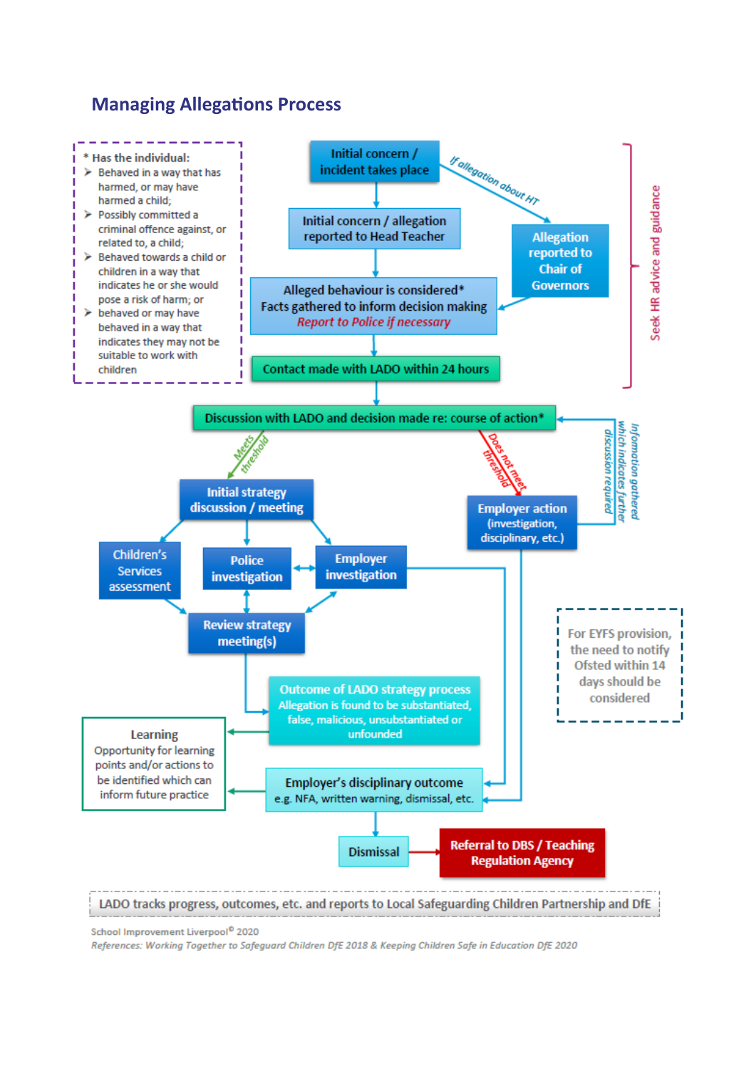## Managing Allegations Process

\* Has the individual:
- Behaved in a way that has harmed, or may have harmed a child;
- Possibly committed a criminal offence against, or related to, a child;
- Behaved towards a child or children in a way that indicates he or she would pose a risk of harm; or
- behaved or may have behaved in a way that indicates they may not be suitable to work with children

Initial concern / incident takes place

*If allegation about HT*

Allegation reported to Chair of Governors

Initial concern / allegation reported to Head Teacher

Alleged behaviour is considered*
Facts gathered to inform decision making
*Report to Police if necessary*

Contact made with LADO within 24 hours

Seek HR advice and guidance

Discussion with LADO and decision made re: course of action*

*Meets threshold*

*Does not meet threshold*

*Information gathered which indicates further discussion required*

Initial strategy discussion / meeting

Employer action (investigation, disciplinary, etc.)

Children's Services assessment

Police investigation

Employer investigation

Review strategy meeting(s)

For EYFS provision, the need to notify Ofsted within 14 days should be considered

Outcome of LADO strategy process
Allegation is found to be substantiated, false, malicious, unsubstantiated or unfounded

Learning
Opportunity for learning points and/or actions to be identified which can inform future practice

Employer's disciplinary outcome
e.g. NFA, written warning, dismissal, etc.

Dismissal

Referral to DBS / Teaching Regulation Agency

LADO tracks progress, outcomes, etc. and reports to Local Safeguarding Children Partnership and DfE

School Improvement Liverpool© 2020

*References: Working Together to Safeguard Children DfE 2018 & Keeping Children Safe in Education DfE 2020*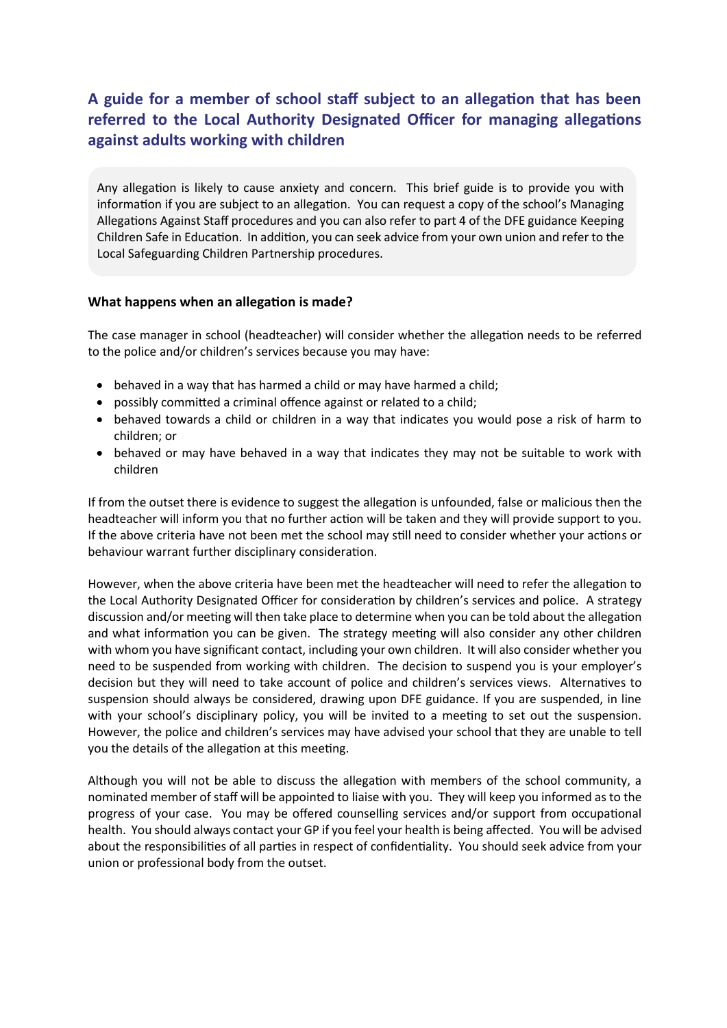## A guide for a member of school staff subject to an allegation that has been referred to the Local Authority Designated Officer for managing allegations against adults working with children

Any allegation is likely to cause anxiety and concern. This brief guide is to provide you with information if you are subject to an allegation. You can request a copy of the school's Managing Allegations Against Staff procedures and you can also refer to part 4 of the DFE guidance Keeping Children Safe in Education. In addition, you can seek advice from your own union and refer to the Local Safeguarding Children Partnership procedures.

### What happens when an allegation is made?

The case manager in school (headteacher) will consider whether the allegation needs to be referred to the police and/or children's services because you may have:

- behaved in a way that has harmed a child or may have harmed a child;
- possibly committed a criminal offence against or related to a child;
- behaved towards a child or children in a way that indicates you would pose a risk of harm to children; or
- behaved or may have behaved in a way that indicates they may not be suitable to work with children

If from the outset there is evidence to suggest the allegation is unfounded, false or malicious then the headteacher will inform you that no further action will be taken and they will provide support to you. If the above criteria have not been met the school may still need to consider whether your actions or behaviour warrant further disciplinary consideration.

However, when the above criteria have been met the headteacher will need to refer the allegation to the Local Authority Designated Officer for consideration by children's services and police. A strategy discussion and/or meeting will then take place to determine when you can be told about the allegation and what information you can be given. The strategy meeting will also consider any other children with whom you have significant contact, including your own children. It will also consider whether you need to be suspended from working with children. The decision to suspend you is your employer's decision but they will need to take account of police and children's services views. Alternatives to suspension should always be considered, drawing upon DFE guidance. If you are suspended, in line with your school's disciplinary policy, you will be invited to a meeting to set out the suspension. However, the police and children's services may have advised your school that they are unable to tell you the details of the allegation at this meeting.

Although you will not be able to discuss the allegation with members of the school community, a nominated member of staff will be appointed to liaise with you. They will keep you informed as to the progress of your case. You may be offered counselling services and/or support from occupational health. You should always contact your GP if you feel your health is being affected. You will be advised about the responsibilities of all parties in respect of confidentiality. You should seek advice from your union or professional body from the outset.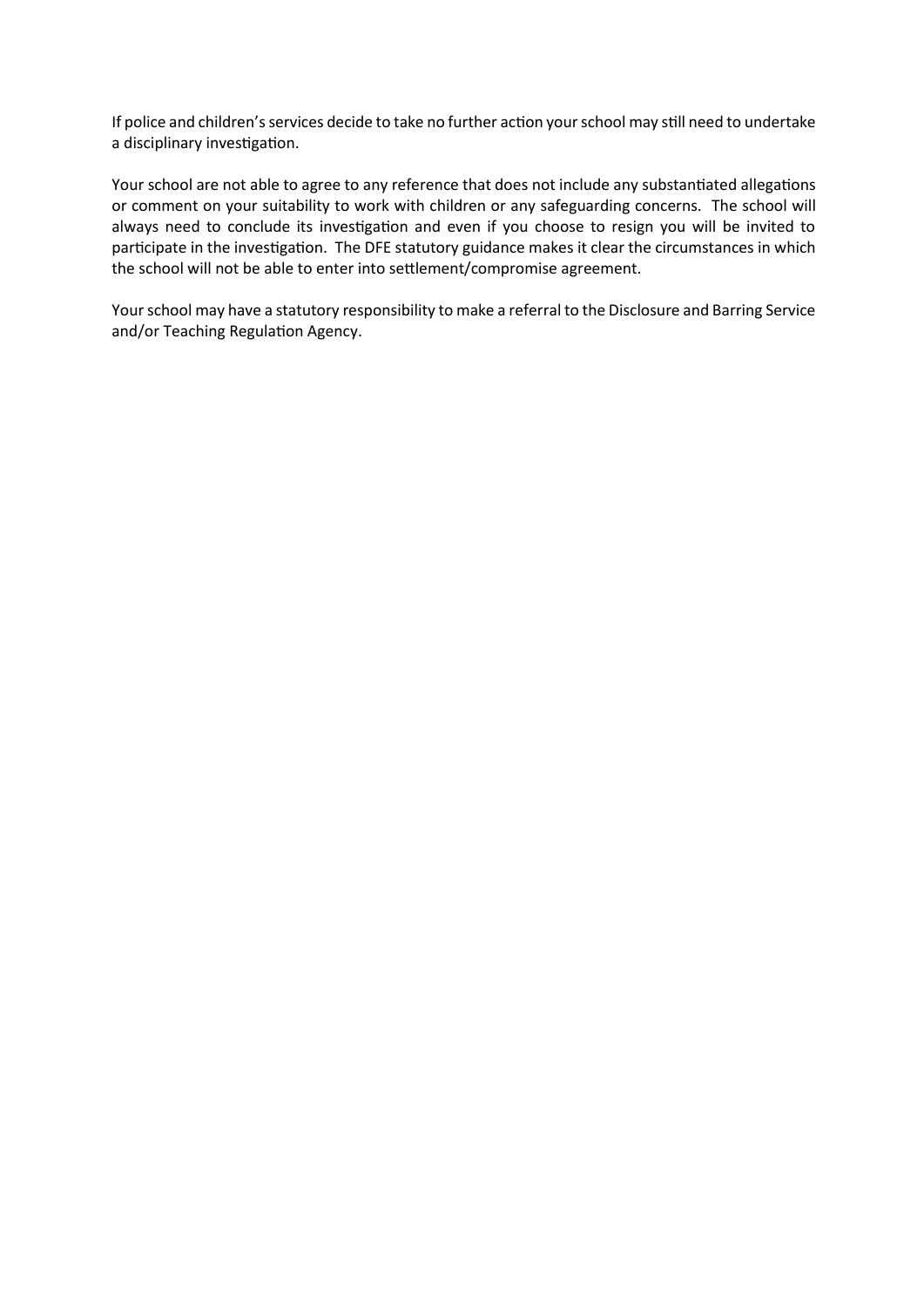If police and children's services decide to take no further action your school may still need to undertake a disciplinary investigation.

Your school are not able to agree to any reference that does not include any substantiated allegations or comment on your suitability to work with children or any safeguarding concerns. The school will always need to conclude its investigation and even if you choose to resign you will be invited to participate in the investigation. The DFE statutory guidance makes it clear the circumstances in which the school will not be able to enter into settlement/compromise agreement.

Your school may have a statutory responsibility to make a referral to the Disclosure and Barring Service and/or Teaching Regulation Agency.